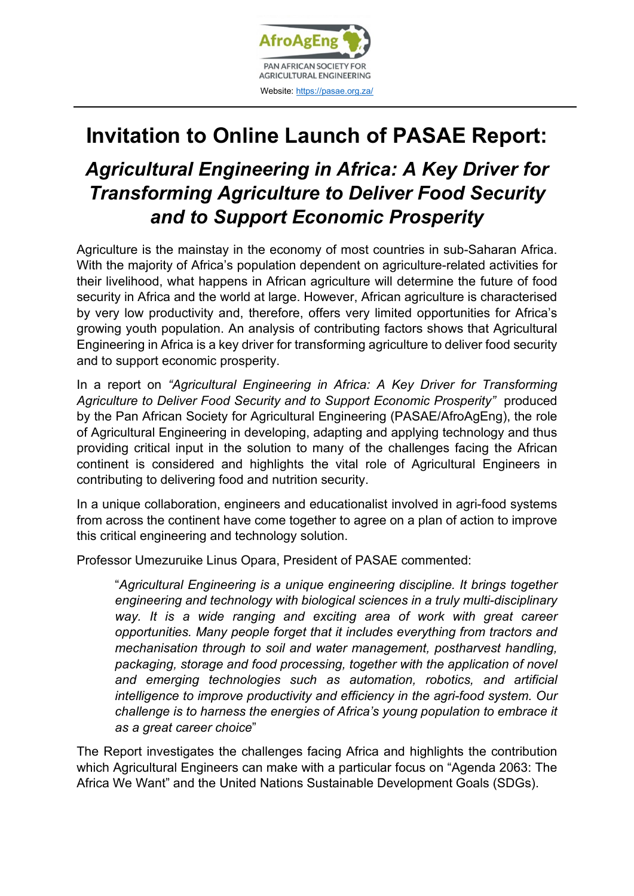AfroAgEng

PAN AFRICAN SOCIETY FOR AGRICULTURAL ENGINEERING

Website: https://pasae.org.za/

# Invitation to Online Launch of PASAE Report:

## *Agricultural Engineering in Africa: A Key Driver for Transforming Agriculture to Deliver Food Security and to Support Economic Prosperity*

Agriculture is the mainstay in the economy of most countries in sub-Saharan Africa. With the majority of Africa's population dependent on agriculture-related activities for their livelihood, what happens in African agriculture will determine the future of food security in Africa and the world at large. However, African agriculture is characterised by very low productivity and, therefore, offers very limited opportunities for Africa's growing youth population. An analysis of contributing factors shows that Agricultural Engineering in Africa is a key driver for transforming agriculture to deliver food security and to support economic prosperity.

In a report on *"Agricultural Engineering in Africa: A Key Driver for Transforming Agriculture to Deliver Food Security and to Support Economic Prosperity"* produced by the Pan African Society for Agricultural Engineering (PASAE/AfroAgEng), the role of Agricultural Engineering in developing, adapting and applying technology and thus providing critical input in the solution to many of the challenges facing the African continent is considered and highlights the vital role of Agricultural Engineers in contributing to delivering food and nutrition security.

In a unique collaboration, engineers and educationalist involved in agri-food systems from across the continent have come together to agree on a plan of action to improve this critical engineering and technology solution.

Professor Umezuruike Linus Opara, President of PASAE commented:

> "*Agricultural Engineering is a unique engineering discipline. It brings together engineering and technology with biological sciences in a truly multi-disciplinary way. It is a wide ranging and exciting area of work with great career opportunities. Many people forget that it includes everything from tractors and mechanisation through to soil and water management, postharvest handling, packaging, storage and food processing, together with the application of novel and emerging technologies such as automation, robotics, and artificial intelligence to improve productivity and efficiency in the agri-food system. Our challenge is to harness the energies of Africa's young population to embrace it as a great career choice*"

The Report investigates the challenges facing Africa and highlights the contribution which Agricultural Engineers can make with a particular focus on "Agenda 2063: The Africa We Want" and the United Nations Sustainable Development Goals (SDGs).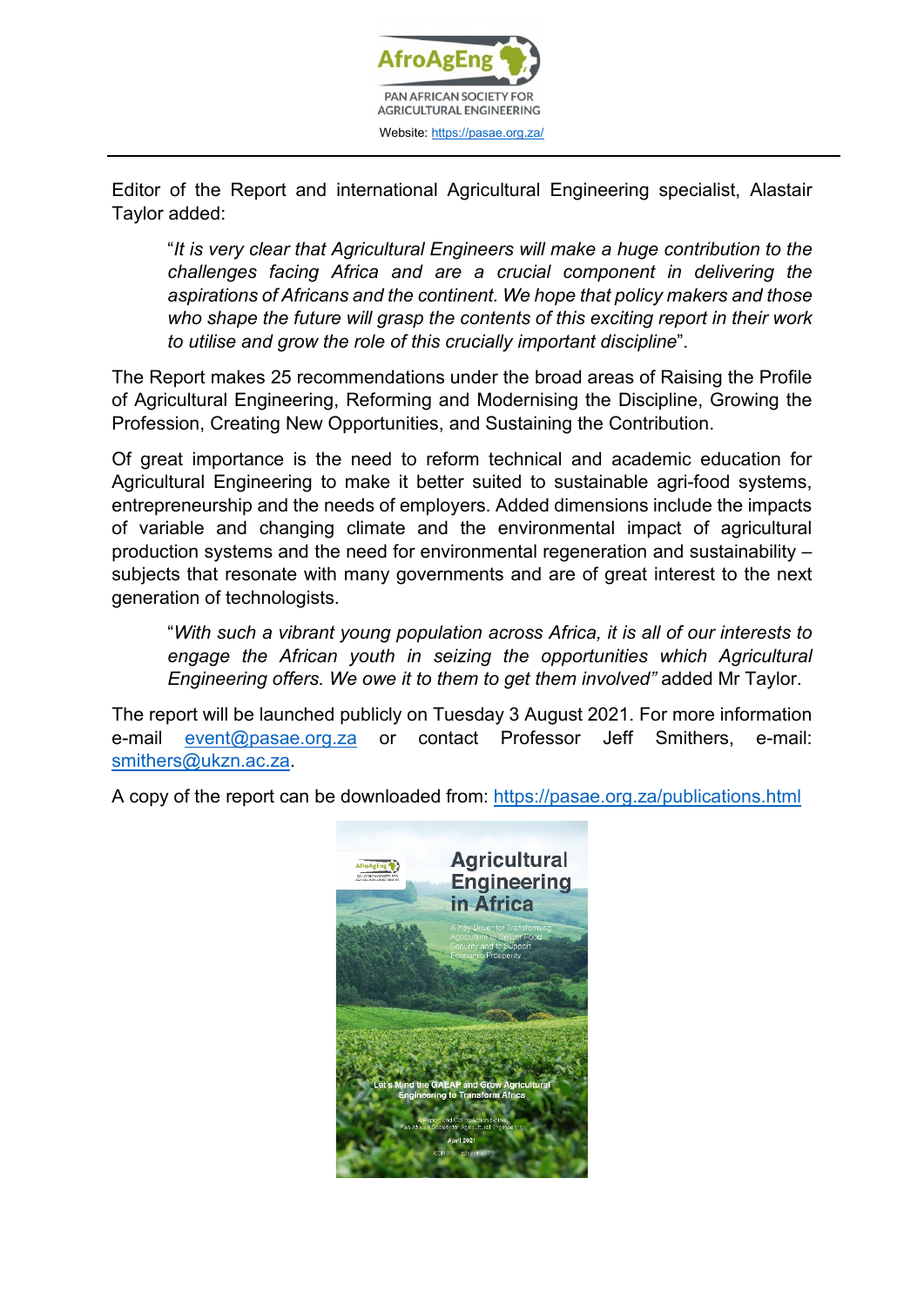Editor of the Report and international Agricultural Engineering specialist, Alastair Taylor added:

> "*It is very clear that Agricultural Engineers will make a huge contribution to the challenges facing Africa and are a crucial component in delivering the aspirations of Africans and the continent. We hope that policy makers and those who shape the future will grasp the contents of this exciting report in their work to utilise and grow the role of this crucially important discipline*".

The Report makes 25 recommendations under the broad areas of Raising the Profile of Agricultural Engineering, Reforming and Modernising the Discipline, Growing the Profession, Creating New Opportunities, and Sustaining the Contribution.

Of great importance is the need to reform technical and academic education for Agricultural Engineering to make it better suited to sustainable agri-food systems, entrepreneurship and the needs of employers. Added dimensions include the impacts of variable and changing climate and the environmental impact of agricultural production systems and the need for environmental regeneration and sustainability – subjects that resonate with many governments and are of great interest to the next generation of technologists.

> "*With such a vibrant young population across Africa, it is all of our interests to engage the African youth in seizing the opportunities which Agricultural Engineering offers. We owe it to them to get them involved"* added Mr Taylor.

The report will be launched publicly on Tuesday 3 August 2021. For more information e-mail event@pasae.org.za or contact Professor Jeff Smithers, e-mail: smithers@ukzn.ac.za.

A copy of the report can be downloaded from: https://pasae.org.za/publications.html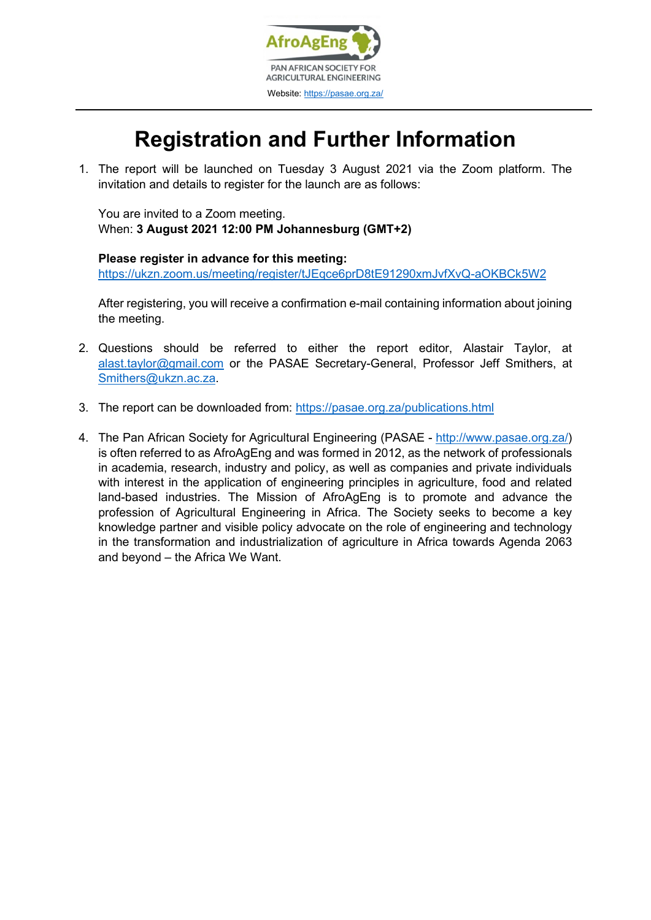AfroAgEng

PAN AFRICAN SOCIETY FOR AGRICULTURAL ENGINEERING

Website: https://pasae.org.za/

# Registration and Further Information

1. The report will be launched on Tuesday 3 August 2021 via the Zoom platform. The invitation and details to register for the launch are as follows:

   You are invited to a Zoom meeting.
   When: **3 August 2021 12:00 PM Johannesburg (GMT+2)**

   **Please register in advance for this meeting:**
   https://ukzn.zoom.us/meeting/register/tJEqce6prD8tE91290xmJvfXvQ-aOKBCk5W2

   After registering, you will receive a confirmation e-mail containing information about joining the meeting.

2. Questions should be referred to either the report editor, Alastair Taylor, at alast.taylor@gmail.com or the PASAE Secretary-General, Professor Jeff Smithers, at Smithers@ukzn.ac.za.

3. The report can be downloaded from: https://pasae.org.za/publications.html

4. The Pan African Society for Agricultural Engineering (PASAE - http://www.pasae.org.za/) is often referred to as AfroAgEng and was formed in 2012, as the network of professionals in academia, research, industry and policy, as well as companies and private individuals with interest in the application of engineering principles in agriculture, food and related land-based industries. The Mission of AfroAgEng is to promote and advance the profession of Agricultural Engineering in Africa. The Society seeks to become a key knowledge partner and visible policy advocate on the role of engineering and technology in the transformation and industrialization of agriculture in Africa towards Agenda 2063 and beyond – the Africa We Want.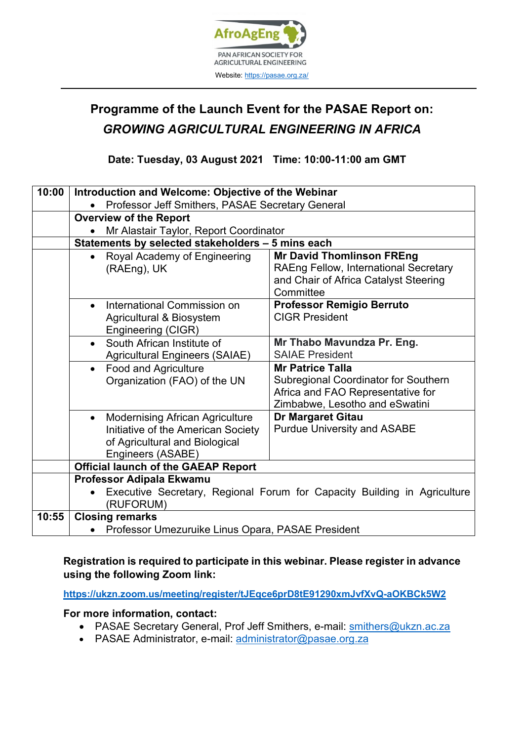AfroAgEng

PAN AFRICAN SOCIETY FOR AGRICULTURAL ENGINEERING

Website: https://pasae.org.za/

# Programme of the Launch Event for the PASAE Report on: *GROWING AGRICULTURAL ENGINEERING IN AFRICA*

**Date: Tuesday, 03 August 2021 Time: 10:00-11:00 am GMT**

| | | |
|---|---|---|
| **10:00** | **Introduction and Welcome: Objective of the Webinar**<br>• Professor Jeff Smithers, PASAE Secretary General | |
| | **Overview of the Report**<br>• Mr Alastair Taylor, Report Coordinator | |
| | **Statements by selected stakeholders – 5 mins each** | |
| | • Royal Academy of Engineering (RAEng), UK | **Mr David Thomlinson FREng**<br>RAEng Fellow, International Secretary and Chair of Africa Catalyst Steering Committee |
| | • International Commission on Agricultural & Biosystem Engineering (CIGR) | **Professor Remigio Berruto**<br>CIGR President |
| | • South African Institute of Agricultural Engineers (SAIAE) | **Mr Thabo Mavundza Pr. Eng.**<br>SAIAE President |
| | • Food and Agriculture Organization (FAO) of the UN | **Mr Patrice Talla**<br>Subregional Coordinator for Southern Africa and FAO Representative for Zimbabwe, Lesotho and eSwatini |
| | • Modernising African Agriculture Initiative of the American Society of Agricultural and Biological Engineers (ASABE) | **Dr Margaret Gitau**<br>Purdue University and ASABE |
| | **Official launch of the GAEAP Report** | |
| | **Professor Adipala Ekwamu**<br>• Executive Secretary, Regional Forum for Capacity Building in Agriculture (RUFORUM) | |
| **10:55** | **Closing remarks**<br>• Professor Umezuruike Linus Opara, PASAE President | |

**Registration is required to participate in this webinar. Please register in advance using the following Zoom link:**

**https://ukzn.zoom.us/meeting/register/tJEqce6prD8tE91290xmJvfXvQ-aOKBCk5W2**

**For more information, contact:**

- PASAE Secretary General, Prof Jeff Smithers, e-mail: smithers@ukzn.ac.za
- PASAE Administrator, e-mail: administrator@pasae.org.za